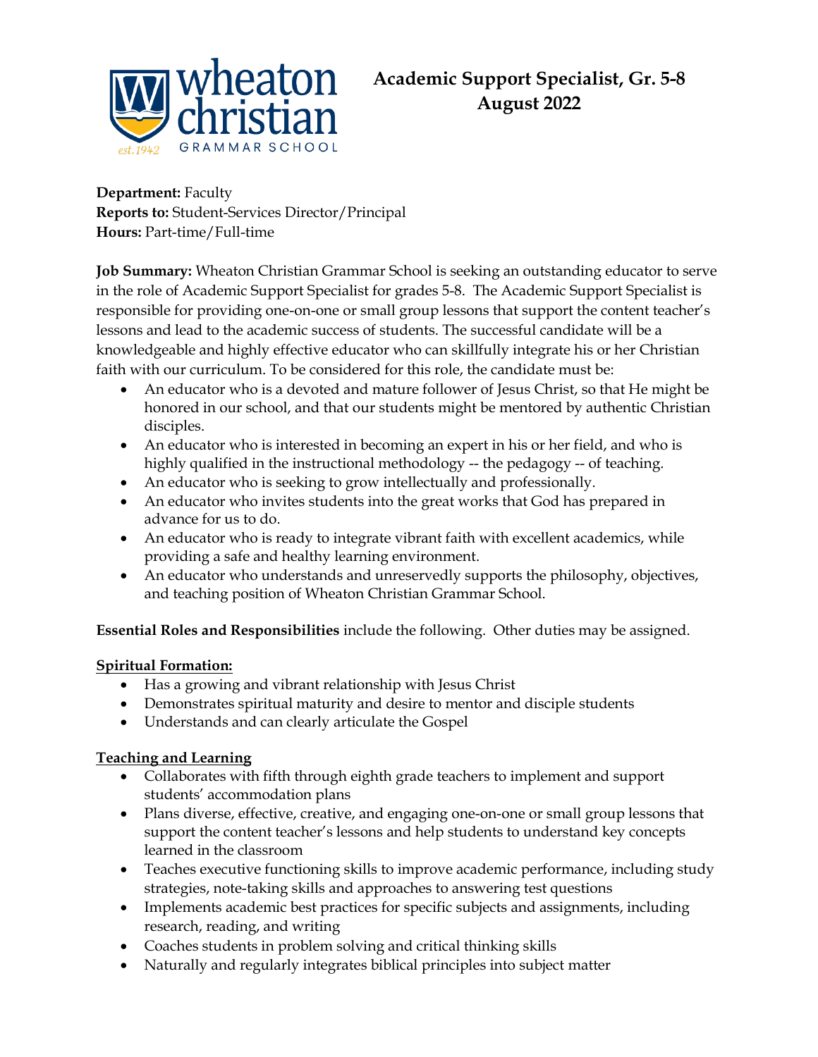wheaton christian GRAMMAR SCHOOL est. 1942

# Academic Support Specialist, Gr. 5-8
# August 2022

**Department:** Faculty
**Reports to:** Student-Services Director/Principal
**Hours:** Part-time/Full-time

**Job Summary:** Wheaton Christian Grammar School is seeking an outstanding educator to serve in the role of Academic Support Specialist for grades 5-8. The Academic Support Specialist is responsible for providing one-on-one or small group lessons that support the content teacher's lessons and lead to the academic success of students. The successful candidate will be a knowledgeable and highly effective educator who can skillfully integrate his or her Christian faith with our curriculum. To be considered for this role, the candidate must be:

- An educator who is a devoted and mature follower of Jesus Christ, so that He might be honored in our school, and that our students might be mentored by authentic Christian disciples.
- An educator who is interested in becoming an expert in his or her field, and who is highly qualified in the instructional methodology -- the pedagogy -- of teaching.
- An educator who is seeking to grow intellectually and professionally.
- An educator who invites students into the great works that God has prepared in advance for us to do.
- An educator who is ready to integrate vibrant faith with excellent academics, while providing a safe and healthy learning environment.
- An educator who understands and unreservedly supports the philosophy, objectives, and teaching position of Wheaton Christian Grammar School.

**Essential Roles and Responsibilities** include the following. Other duties may be assigned.

**Spiritual Formation:**

- Has a growing and vibrant relationship with Jesus Christ
- Demonstrates spiritual maturity and desire to mentor and disciple students
- Understands and can clearly articulate the Gospel

**Teaching and Learning**

- Collaborates with fifth through eighth grade teachers to implement and support students' accommodation plans
- Plans diverse, effective, creative, and engaging one-on-one or small group lessons that support the content teacher's lessons and help students to understand key concepts learned in the classroom
- Teaches executive functioning skills to improve academic performance, including study strategies, note-taking skills and approaches to answering test questions
- Implements academic best practices for specific subjects and assignments, including research, reading, and writing
- Coaches students in problem solving and critical thinking skills
- Naturally and regularly integrates biblical principles into subject matter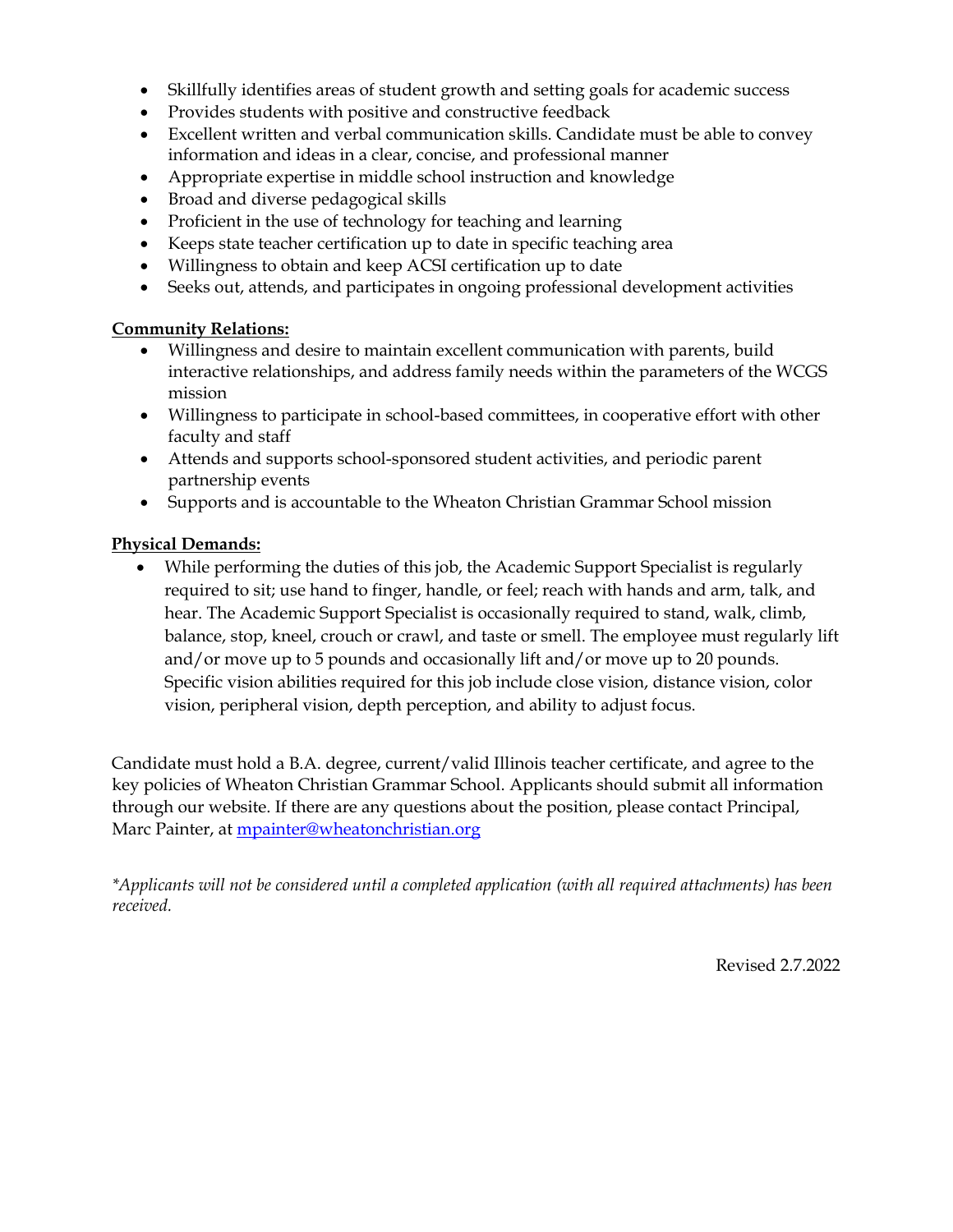- Skillfully identifies areas of student growth and setting goals for academic success
- Provides students with positive and constructive feedback
- Excellent written and verbal communication skills. Candidate must be able to convey information and ideas in a clear, concise, and professional manner
- Appropriate expertise in middle school instruction and knowledge
- Broad and diverse pedagogical skills
- Proficient in the use of technology for teaching and learning
- Keeps state teacher certification up to date in specific teaching area
- Willingness to obtain and keep ACSI certification up to date
- Seeks out, attends, and participates in ongoing professional development activities

**Community Relations:**

- Willingness and desire to maintain excellent communication with parents, build interactive relationships, and address family needs within the parameters of the WCGS mission
- Willingness to participate in school-based committees, in cooperative effort with other faculty and staff
- Attends and supports school-sponsored student activities, and periodic parent partnership events
- Supports and is accountable to the Wheaton Christian Grammar School mission

**Physical Demands:**

- While performing the duties of this job, the Academic Support Specialist is regularly required to sit; use hand to finger, handle, or feel; reach with hands and arm, talk, and hear. The Academic Support Specialist is occasionally required to stand, walk, climb, balance, stop, kneel, crouch or crawl, and taste or smell. The employee must regularly lift and/or move up to 5 pounds and occasionally lift and/or move up to 20 pounds. Specific vision abilities required for this job include close vision, distance vision, color vision, peripheral vision, depth perception, and ability to adjust focus.

Candidate must hold a B.A. degree, current/valid Illinois teacher certificate, and agree to the key policies of Wheaton Christian Grammar School. Applicants should submit all information through our website. If there are any questions about the position, please contact Principal, Marc Painter, at [mpainter@wheatonchristian.org](mailto:mpainter@wheatonchristian.org)

*\*Applicants will not be considered until a completed application (with all required attachments) has been received.*

Revised 2.7.2022